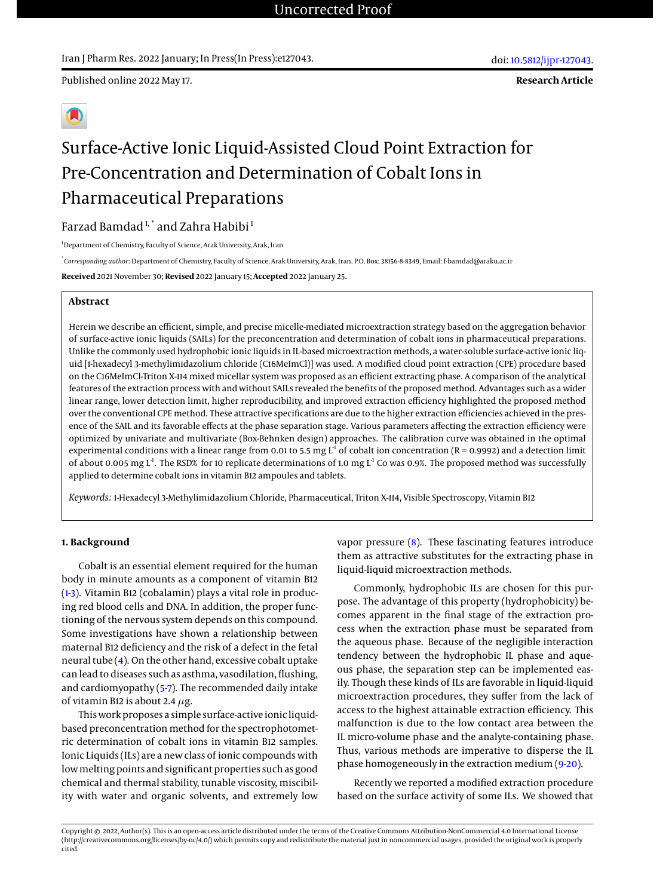# Surface-Active Ionic Liquid-Assisted Cloud Point Extraction for Pre-Concentration and Determination of Cobalt Ions in Pharmaceutical Preparations

Farzad Bamdad [1,*] and Zahra Habibi [1]

[1]Department of Chemistry, Faculty of Science, Arak University, Arak, Iran

[*]*Corresponding author*: Department of Chemistry, Faculty of Science, Arak University, Arak, Iran. P.O. Box: 38156-8-8349, Email: f-bamdad@araku.ac.ir

**Received** 2021 November 30; **Revised** 2022 January 15; **Accepted** 2022 January 25.

## Abstract

Herein we describe an efficient, simple, and precise micelle-mediated microextraction strategy based on the aggregation behavior of surface-active ionic liquids (SAILs) for the preconcentration and determination of cobalt ions in pharmaceutical preparations. Unlike the commonly used hydrophobic ionic liquids in IL-based microextraction methods, a water-soluble surface-active ionic liquid [1-hexadecyl 3-methylimidazolium chloride (C16MeImCl)] was used. A modified cloud point extraction (CPE) procedure based on the C16MeImCl-Triton X-114 mixed micellar system was proposed as an efficient extracting phase. A comparison of the analytical features of the extraction process with and without SAILs revealed the benefits of the proposed method. Advantages such as a wider linear range, lower detection limit, higher reproducibility, and improved extraction efficiency highlighted the proposed method over the conventional CPE method. These attractive specifications are due to the higher extraction efficiencies achieved in the presence of the SAIL and its favorable effects at the phase separation stage. Various parameters affecting the extraction efficiency were optimized by univariate and multivariate (Box-Behnken design) approaches. The calibration curve was obtained in the optimal experimental conditions with a linear range from 0.01 to 5.5 mg $L^{-1}$ of cobalt ion concentration (R = 0.9992) and a detection limit of about 0.005 mg $L^{-1}$. The RSD% for 10 replicate determinations of 1.0 mg $L^{-1}$ Co was 0.9%. The proposed method was successfully applied to determine cobalt ions in vitamin B12 ampoules and tablets.

*Keywords:* 1-Hexadecyl 3-Methylimidazolium Chloride, Pharmaceutical, Triton X-114, Visible Spectroscopy, Vitamin B12

## 1. Background

Cobalt is an essential element required for the human body in minute amounts as a component of vitamin B12 (1-3). Vitamin B12 (cobalamin) plays a vital role in producing red blood cells and DNA. In addition, the proper functioning of the nervous system depends on this compound. Some investigations have shown a relationship between maternal B12 deficiency and the risk of a defect in the fetal neural tube (4). On the other hand, excessive cobalt uptake can lead to diseases such as asthma, vasodilation, flushing, and cardiomyopathy (5-7). The recommended daily intake of vitamin B12 is about 2.4 $\mu$g.

This work proposes a simple surface-active ionic liquid-based preconcentration method for the spectrophotometric determination of cobalt ions in vitamin B12 samples. Ionic Liquids (ILs) are a new class of ionic compounds with low melting points and significant properties such as good chemical and thermal stability, tunable viscosity, miscibility with water and organic solvents, and extremely low vapor pressure (8). These fascinating features introduce them as attractive substitutes for the extracting phase in liquid-liquid microextraction methods.

Commonly, hydrophobic ILs are chosen for this purpose. The advantage of this property (hydrophobicity) becomes apparent in the final stage of the extraction process when the extraction phase must be separated from the aqueous phase. Because of the negligible interaction tendency between the hydrophobic IL phase and aqueous phase, the separation step can be implemented easily. Though these kinds of ILs are favorable in liquid-liquid microextraction procedures, they suffer from the lack of access to the highest attainable extraction efficiency. This malfunction is due to the low contact area between the IL micro-volume phase and the analyte-containing phase. Thus, various methods are imperative to disperse the IL phase homogeneously in the extraction medium (9-20).

Recently we reported a modified extraction procedure based on the surface activity of some ILs. We showed that

Copyright © 2022, Author(s). This is an open-access article distributed under the terms of the Creative Commons Attribution-NonCommercial 4.0 International License (http://creativecommons.org/licenses/by-nc/4.0/) which permits copy and redistribute the material just in noncommercial usages, provided the original work is properly cited.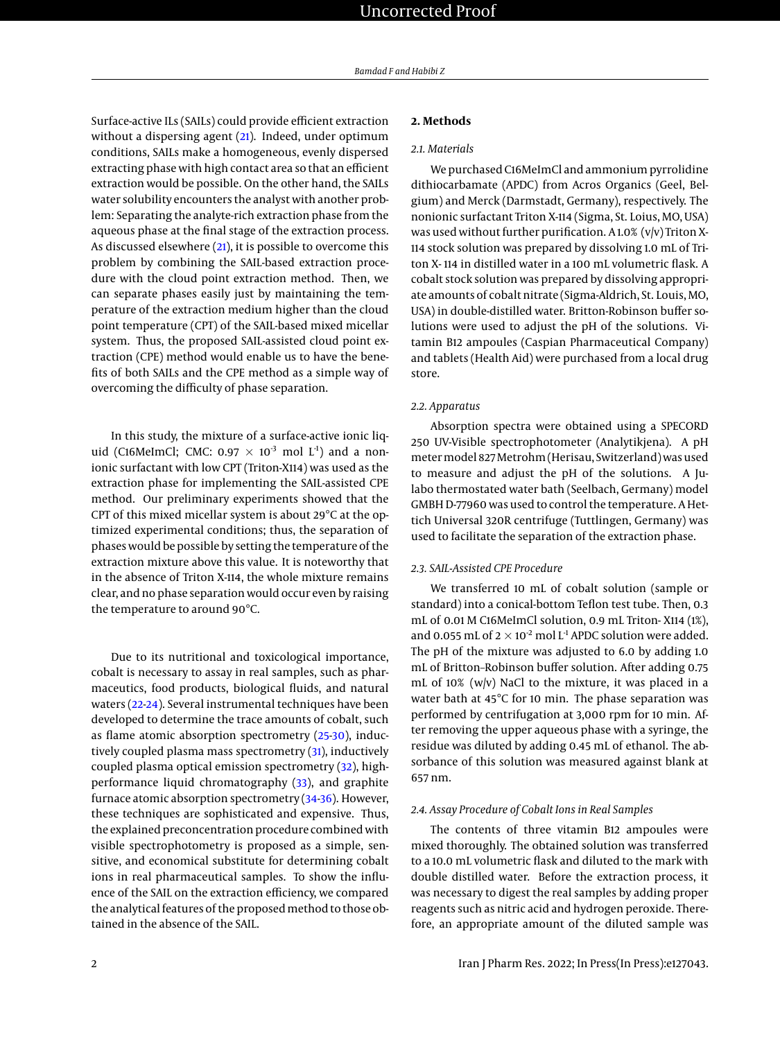Surface-active ILs (SAILs) could provide efficient extraction without a dispersing agent (21). Indeed, under optimum conditions, SAILs make a homogeneous, evenly dispersed extracting phase with high contact area so that an efficient extraction would be possible. On the other hand, the SAILs water solubility encounters the analyst with another problem: Separating the analyte-rich extraction phase from the aqueous phase at the final stage of the extraction process. As discussed elsewhere (21), it is possible to overcome this problem by combining the SAIL-based extraction procedure with the cloud point extraction method. Then, we can separate phases easily just by maintaining the temperature of the extraction medium higher than the cloud point temperature (CPT) of the SAIL-based mixed micellar system. Thus, the proposed SAIL-assisted cloud point extraction (CPE) method would enable us to have the benefits of both SAILs and the CPE method as a simple way of overcoming the difficulty of phase separation.

In this study, the mixture of a surface-active ionic liquid (C16MeImCl; CMC: $0.97 \times 10^{-3}$ mol $L^{-1}$) and a nonionic surfactant with low CPT (Triton-X114) was used as the extraction phase for implementing the SAIL-assisted CPE method. Our preliminary experiments showed that the CPT of this mixed micellar system is about 29°C at the optimized experimental conditions; thus, the separation of phases would be possible by setting the temperature of the extraction mixture above this value. It is noteworthy that in the absence of Triton X-114, the whole mixture remains clear, and no phase separation would occur even by raising the temperature to around 90°C.

Due to its nutritional and toxicological importance, cobalt is necessary to assay in real samples, such as pharmaceutics, food products, biological fluids, and natural waters (22-24). Several instrumental techniques have been developed to determine the trace amounts of cobalt, such as flame atomic absorption spectrometry (25-30), inductively coupled plasma mass spectrometry (31), inductively coupled plasma optical emission spectrometry (32), high-performance liquid chromatography (33), and graphite furnace atomic absorption spectrometry (34-36). However, these techniques are sophisticated and expensive. Thus, the explained preconcentration procedure combined with visible spectrophotometry is proposed as a simple, sensitive, and economical substitute for determining cobalt ions in real pharmaceutical samples. To show the influence of the SAIL on the extraction efficiency, we compared the analytical features of the proposed method to those obtained in the absence of the SAIL.

## 2. Methods

### 2.1. Materials

We purchased C16MeImCl and ammonium pyrrolidine dithiocarbamate (APDC) from Acros Organics (Geel, Belgium) and Merck (Darmstadt, Germany), respectively. The nonionic surfactant Triton X-114 (Sigma, St. Loius, MO, USA) was used without further purification. A 1.0% (v/v) Triton X-114 stock solution was prepared by dissolving 1.0 mL of Triton X- 114 in distilled water in a 100 mL volumetric flask. A cobalt stock solution was prepared by dissolving appropriate amounts of cobalt nitrate (Sigma-Aldrich, St. Louis, MO, USA) in double-distilled water. Britton-Robinson buffer solutions were used to adjust the pH of the solutions. Vitamin B12 ampoules (Caspian Pharmaceutical Company) and tablets (Health Aid) were purchased from a local drug store.

### 2.2. Apparatus

Absorption spectra were obtained using a SPECORD 250 UV-Visible spectrophotometer (Analytikjena). A pH meter model 827 Metrohm (Herisau, Switzerland) was used to measure and adjust the pH of the solutions. A Julabo thermostated water bath (Seelbach, Germany) model GMBH D-77960 was used to control the temperature. A Hettich Universal 320R centrifuge (Tuttlingen, Germany) was used to facilitate the separation of the extraction phase.

### 2.3. SAIL-Assisted CPE Procedure

We transferred 10 mL of cobalt solution (sample or standard) into a conical-bottom Teflon test tube. Then, 0.3 mL of 0.01 M C16MeImCl solution, 0.9 mL Triton- X114 (1%), and 0.055 mL of $2 \times 10^{-2}$ mol $L^{-1}$ APDC solution were added. The pH of the mixture was adjusted to 6.0 by adding 1.0 mL of Britton–Robinson buffer solution. After adding 0.75 mL of 10% (w/v) NaCl to the mixture, it was placed in a water bath at 45°C for 10 min. The phase separation was performed by centrifugation at 3,000 rpm for 10 min. After removing the upper aqueous phase with a syringe, the residue was diluted by adding 0.45 mL of ethanol. The absorbance of this solution was measured against blank at 657 nm.

### 2.4. Assay Procedure of Cobalt Ions in Real Samples

The contents of three vitamin B12 ampoules were mixed thoroughly. The obtained solution was transferred to a 10.0 mL volumetric flask and diluted to the mark with double distilled water. Before the extraction process, it was necessary to digest the real samples by adding proper reagents such as nitric acid and hydrogen peroxide. Therefore, an appropriate amount of the diluted sample was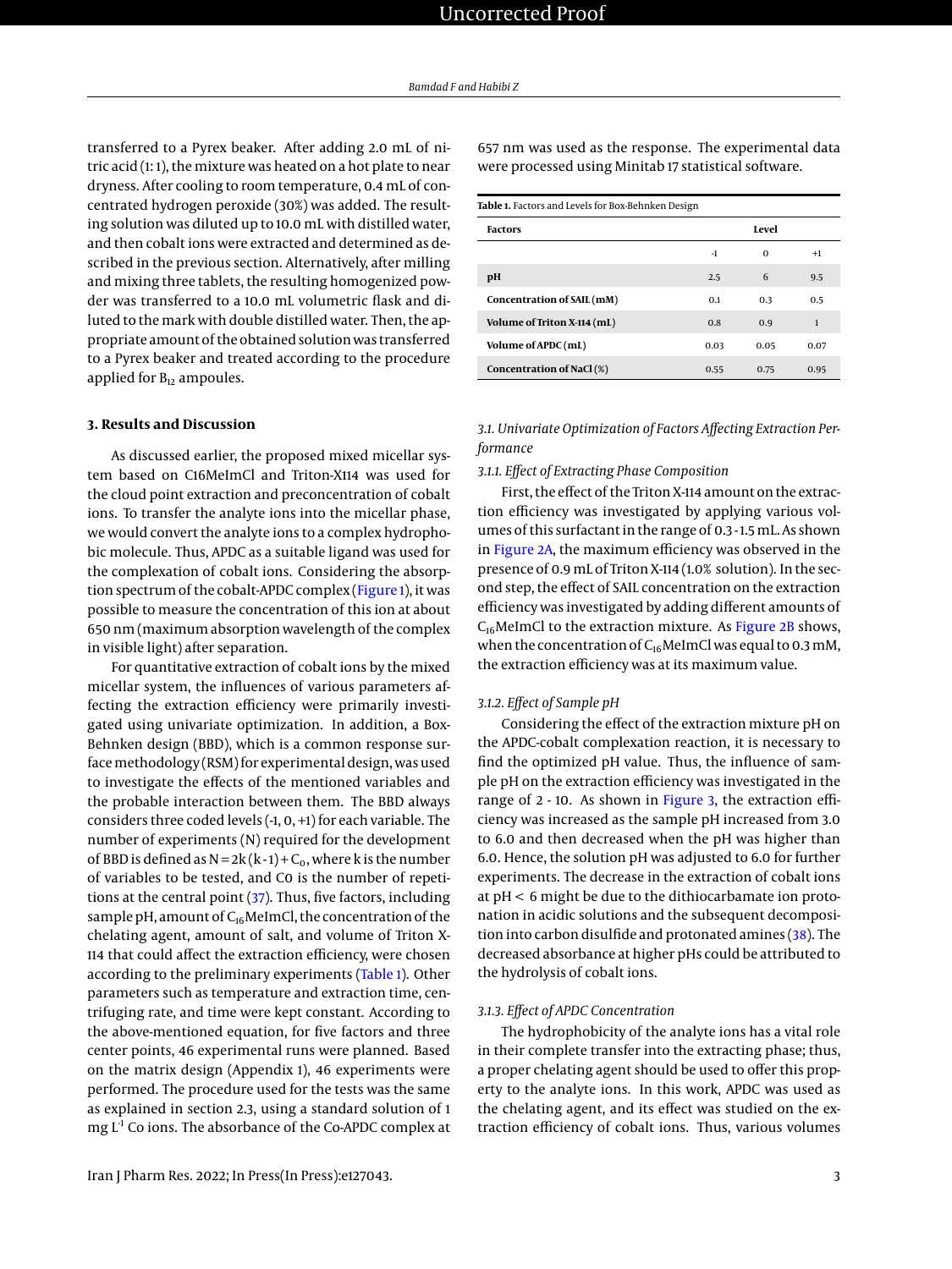transferred to a Pyrex beaker. After adding 2.0 mL of nitric acid (1:1), the mixture was heated on a hot plate to near dryness. After cooling to room temperature, 0.4 mL of concentrated hydrogen peroxide (30%) was added. The resulting solution was diluted up to 10.0 mL with distilled water, and then cobalt ions were extracted and determined as described in the previous section. Alternatively, after milling and mixing three tablets, the resulting homogenized powder was transferred to a 10.0 mL volumetric flask and diluted to the mark with double distilled water. Then, the appropriate amount of the obtained solution was transferred to a Pyrex beaker and treated according to the procedure applied for $B_{12}$ ampoules.

## 3. Results and Discussion

As discussed earlier, the proposed mixed micellar system based on C16MeImCl and Triton-X114 was used for the cloud point extraction and preconcentration of cobalt ions. To transfer the analyte ions into the micellar phase, we would convert the analyte ions to a complex hydrophobic molecule. Thus, APDC as a suitable ligand was used for the complexation of cobalt ions. Considering the absorption spectrum of the cobalt-APDC complex (Figure 1), it was possible to measure the concentration of this ion at about 650 nm (maximum absorption wavelength of the complex in visible light) after separation.

For quantitative extraction of cobalt ions by the mixed micellar system, the influences of various parameters affecting the extraction efficiency were primarily investigated using univariate optimization. In addition, a Box-Behnken design (BBD), which is a common response surface methodology (RSM) for experimental design, was used to investigate the effects of the mentioned variables and the probable interaction between them. The BBD always considers three coded levels (-1, 0, +1) for each variable. The number of experiments (N) required for the development of BBD is defined as $N = 2k(k-1) + C_0$, where k is the number of variables to be tested, and C0 is the number of repetitions at the central point (37). Thus, five factors, including sample pH, amount of $C_{16}$MeImCl, the concentration of the chelating agent, amount of salt, and volume of Triton X-114 that could affect the extraction efficiency, were chosen according to the preliminary experiments (Table 1). Other parameters such as temperature and extraction time, centrifuging rate, and time were kept constant. According to the above-mentioned equation, for five factors and three center points, 46 experimental runs were planned. Based on the matrix design (Appendix 1), 46 experiments were performed. The procedure used for the tests was the same as explained in section 2.3, using a standard solution of 1 mg $L^{-1}$ Co ions. The absorbance of the Co-APDC complex at 657 nm was used as the response. The experimental data were processed using Minitab 17 statistical software.

**Table 1.** Factors and Levels for Box-Behnken Design

| Factors | Level | | |
|---|---|---|---|
| | -1 | 0 | +1 |
| **pH** | 2.5 | 6 | 9.5 |
| **Concentration of SAIL (mM)** | 0.1 | 0.3 | 0.5 |
| **Volume of Triton X-114 (mL)** | 0.8 | 0.9 | 1 |
| **Volume of APDC (mL)** | 0.03 | 0.05 | 0.07 |
| **Concentration of NaCl (%)** | 0.55 | 0.75 | 0.95 |

### *3.1. Univariate Optimization of Factors Affecting Extraction Performance*

#### *3.1.1. Effect of Extracting Phase Composition*

First, the effect of the Triton X-114 amount on the extraction efficiency was investigated by applying various volumes of this surfactant in the range of 0.3 - 1.5 mL. As shown in Figure 2A, the maximum efficiency was observed in the presence of 0.9 mL of Triton X-114 (1.0% solution). In the second step, the effect of SAIL concentration on the extraction efficiency was investigated by adding different amounts of $C_{16}$MeImCl to the extraction mixture. As Figure 2B shows, when the concentration of $C_{16}$MeImCl was equal to 0.3 mM, the extraction efficiency was at its maximum value.

#### *3.1.2. Effect of Sample pH*

Considering the effect of the extraction mixture pH on the APDC-cobalt complexation reaction, it is necessary to find the optimized pH value. Thus, the influence of sample pH on the extraction efficiency was investigated in the range of 2 - 10. As shown in Figure 3, the extraction efficiency was increased as the sample pH increased from 3.0 to 6.0 and then decreased when the pH was higher than 6.0. Hence, the solution pH was adjusted to 6.0 for further experiments. The decrease in the extraction of cobalt ions at pH < 6 might be due to the dithiocarbamate ion protonation in acidic solutions and the subsequent decomposition into carbon disulfide and protonated amines (38). The decreased absorbance at higher pHs could be attributed to the hydrolysis of cobalt ions.

#### *3.1.3. Effect of APDC Concentration*

The hydrophobicity of the analyte ions has a vital role in their complete transfer into the extracting phase; thus, a proper chelating agent should be used to offer this property to the analyte ions. In this work, APDC was used as the chelating agent, and its effect was studied on the extraction efficiency of cobalt ions. Thus, various volumes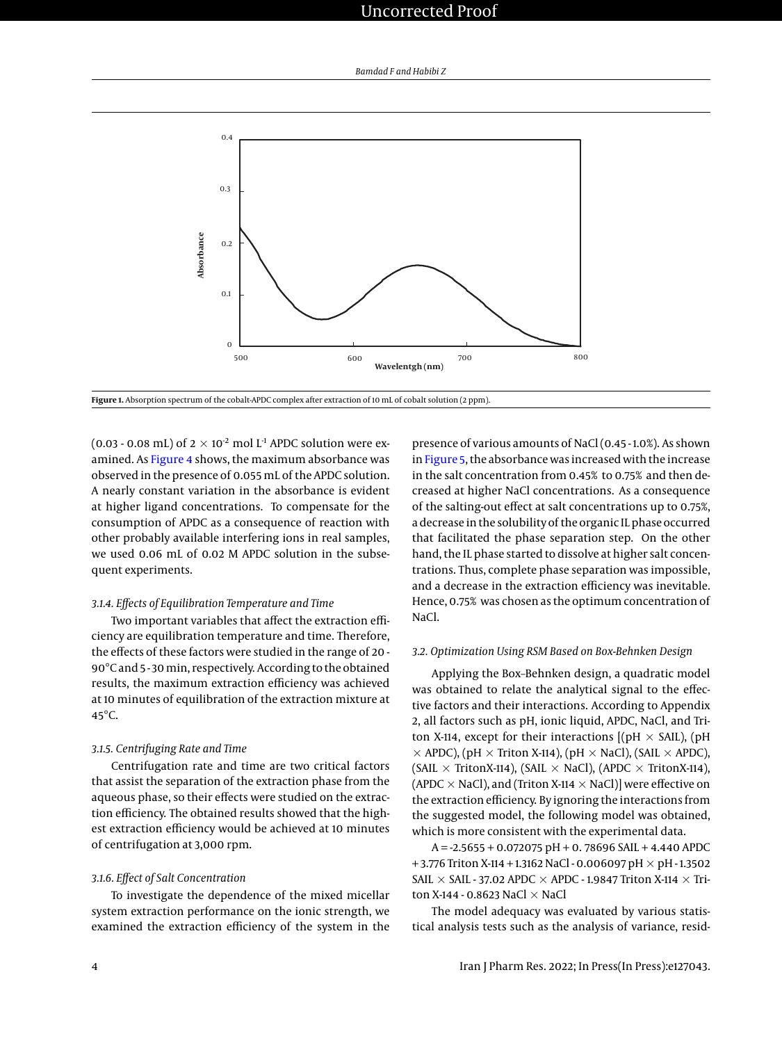Figure 1. Absorption spectrum of the cobalt-APDC complex after extraction of 10 mL of cobalt solution (2 ppm).

(0.03 - 0.08 mL) of $2 \times 10^{-2}$ mol $L^{-1}$ APDC solution were examined. As Figure 4 shows, the maximum absorbance was observed in the presence of 0.055 mL of the APDC solution. A nearly constant variation in the absorbance is evident at higher ligand concentrations. To compensate for the consumption of APDC as a consequence of reaction with other probably available interfering ions in real samples, we used 0.06 mL of 0.02 M APDC solution in the subsequent experiments.

#### 3.1.4. Effects of Equilibration Temperature and Time

Two important variables that affect the extraction efficiency are equilibration temperature and time. Therefore, the effects of these factors were studied in the range of 20 - 90°C and 5 - 30 min, respectively. According to the obtained results, the maximum extraction efficiency was achieved at 10 minutes of equilibration of the extraction mixture at 45°C.

#### 3.1.5. Centrifuging Rate and Time

Centrifugation rate and time are two critical factors that assist the separation of the extraction phase from the aqueous phase, so their effects were studied on the extraction efficiency. The obtained results showed that the highest extraction efficiency would be achieved at 10 minutes of centrifugation at 3,000 rpm.

#### 3.1.6. Effect of Salt Concentration

To investigate the dependence of the mixed micellar system extraction performance on the ionic strength, we examined the extraction efficiency of the system in the presence of various amounts of NaCl (0.45 - 1.0%). As shown in Figure 5, the absorbance was increased with the increase in the salt concentration from 0.45% to 0.75% and then decreased at higher NaCl concentrations. As a consequence of the salting-out effect at salt concentrations up to 0.75%, a decrease in the solubility of the organic IL phase occurred that facilitated the phase separation step. On the other hand, the IL phase started to dissolve at higher salt concentrations. Thus, complete phase separation was impossible, and a decrease in the extraction efficiency was inevitable. Hence, 0.75% was chosen as the optimum concentration of NaCl.

### 3.2. Optimization Using RSM Based on Box-Behnken Design

Applying the Box–Behnken design, a quadratic model was obtained to relate the analytical signal to the effective factors and their interactions. According to Appendix 2, all factors such as pH, ionic liquid, APDC, NaCl, and Triton X-114, except for their interactions [(pH × SAIL), (pH × APDC), (pH × Triton X-114), (pH × NaCl), (SAIL × APDC), (SAIL × TritonX-114), (SAIL × NaCl), (APDC × TritonX-114), (APDC × NaCl), and (Triton X-114 × NaCl)] were effective on the extraction efficiency. By ignoring the interactions from the suggested model, the following model was obtained, which is more consistent with the experimental data.

A = -2.5655 + 0.072075 pH + 0. 78696 SAIL + 4.440 APDC + 3.776 Triton X-114 + 1.3162 NaCl - 0.006097 pH × pH - 1.3502 SAIL × SAIL - 37.02 APDC × APDC - 1.9847 Triton X-114 × Triton X-144 - 0.8623 NaCl × NaCl

The model adequacy was evaluated by various statistical analysis tests such as the analysis of variance, resid-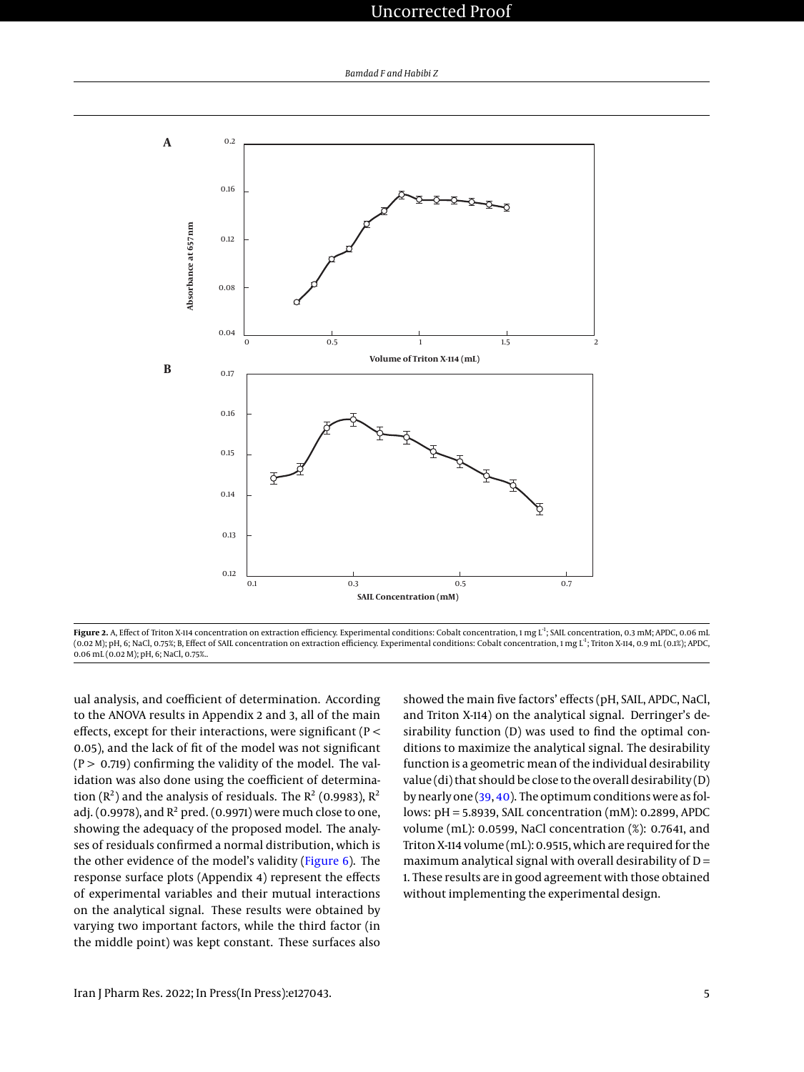**Figure 2.** A, Effect of Triton X-114 concentration on extraction efficiency. Experimental conditions: Cobalt concentration, 1 mg $L^{-1}$; SAIL concentration, 0.3 mM; APDC, 0.06 mL (0.02 M); pH, 6; NaCl, 0.75%; B, Effect of SAIL concentration on extraction efficiency. Experimental conditions: Cobalt concentration, 1 mg $L^{-1}$; Triton X-114, 0.9 mL (0.1%); APDC, 0.06 mL (0.02 M); pH, 6; NaCl, 0.75%..

ual analysis, and coefficient of determination. According to the ANOVA results in Appendix 2 and 3, all of the main effects, except for their interactions, were significant ($P < 0.05$), and the lack of fit of the model was not significant ($P > 0.719$) confirming the validity of the model. The validation was also done using the coefficient of determination ($R^2$) and the analysis of residuals. The $R^2$ (0.9983), $R^2$ adj. (0.9978), and $R^2$ pred. (0.9971) were much close to one, showing the adequacy of the proposed model. The analyses of residuals confirmed a normal distribution, which is the other evidence of the model's validity (Figure 6). The response surface plots (Appendix 4) represent the effects of experimental variables and their mutual interactions on the analytical signal. These results were obtained by varying two important factors, while the third factor (in the middle point) was kept constant. These surfaces also showed the main five factors' effects (pH, SAIL, APDC, NaCl, and Triton X-114) on the analytical signal. Derringer's desirability function (D) was used to find the optimal conditions to maximize the analytical signal. The desirability function is a geometric mean of the individual desirability value (di) that should be close to the overall desirability (D) by nearly one (39, 40). The optimum conditions were as follows: pH = 5.8939, SAIL concentration (mM): 0.2899, APDC volume (mL): 0.0599, NaCl concentration (%): 0.7641, and Triton X-114 volume (mL): 0.9515, which are required for the maximum analytical signal with overall desirability of D = 1. These results are in good agreement with those obtained without implementing the experimental design.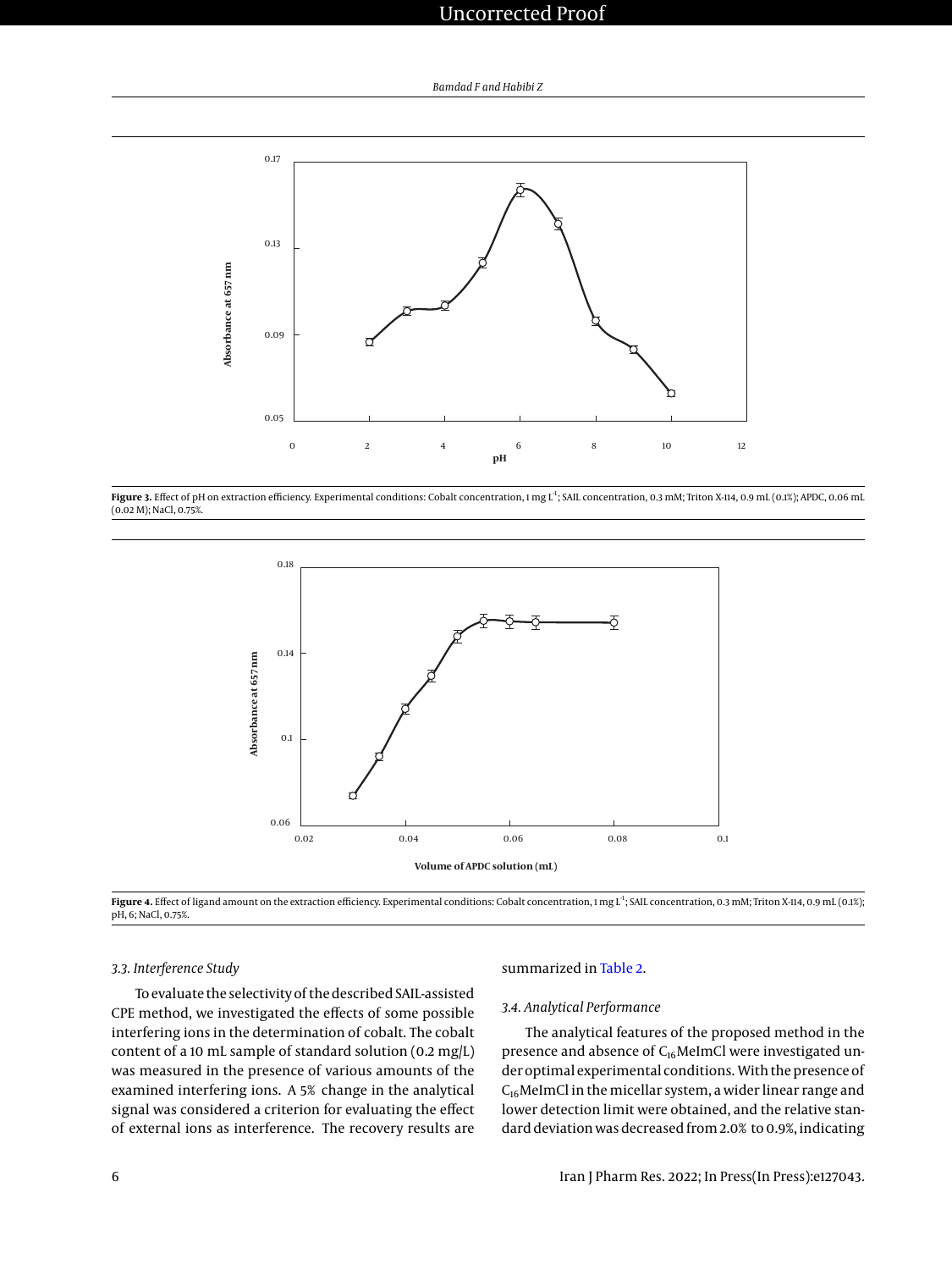**Figure 3.** Effect of pH on extraction efficiency. Experimental conditions: Cobalt concentration, 1 mg $L^{-1}$; SAIL concentration, 0.3 mM; Triton X-114, 0.9 mL (0.1%); APDC, 0.06 mL (0.02 M); NaCl, 0.75%.

**Figure 4.** Effect of ligand amount on the extraction efficiency. Experimental conditions: Cobalt concentration, 1 mg $L^{-1}$; SAIL concentration, 0.3 mM; Triton X-114, 0.9 mL (0.1%); pH, 6; NaCl, 0.75%.

### 3.3. Interference Study

To evaluate the selectivity of the described SAIL-assisted CPE method, we investigated the effects of some possible interfering ions in the determination of cobalt. The cobalt content of a 10 mL sample of standard solution (0.2 mg/L) was measured in the presence of various amounts of the examined interfering ions. A 5% change in the analytical signal was considered a criterion for evaluating the effect of external ions as interference. The recovery results are summarized in Table 2.

### 3.4. Analytical Performance

The analytical features of the proposed method in the presence and absence of $C_{16}$MeImCl were investigated under optimal experimental conditions. With the presence of $C_{16}$MeImCl in the micellar system, a wider linear range and lower detection limit were obtained, and the relative standard deviation was decreased from 2.0% to 0.9%, indicating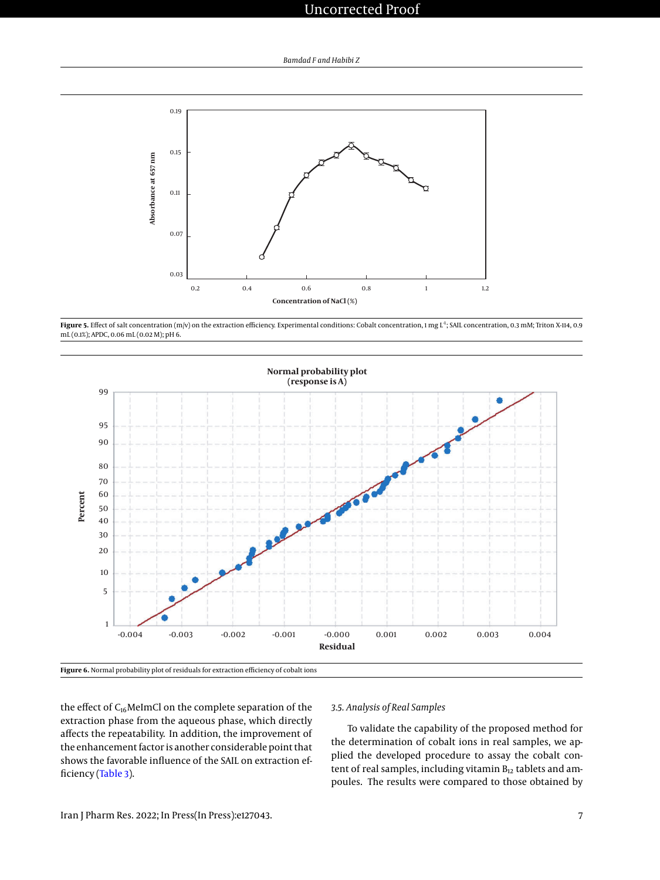**Figure 5.** Effect of salt concentration (m/v) on the extraction efficiency. Experimental conditions: Cobalt concentration, 1 mg $L^{-1}$; SAIL concentration, 0.3 mM; Triton X-114, 0.9 mL (0.1%); APDC, 0.06 mL (0.02 M); pH 6.

**Figure 6.** Normal probability plot of residuals for extraction efficiency of cobalt ions

the effect of $C_{16}$MeImCl on the complete separation of the extraction phase from the aqueous phase, which directly affects the repeatability. In addition, the improvement of the enhancement factor is another considerable point that shows the favorable influence of the SAIL on extraction efficiency (Table 3).

### *3.5. Analysis of Real Samples*

To validate the capability of the proposed method for the determination of cobalt ions in real samples, we applied the developed procedure to assay the cobalt content of real samples, including vitamin $B_{12}$ tablets and ampoules. The results were compared to those obtained by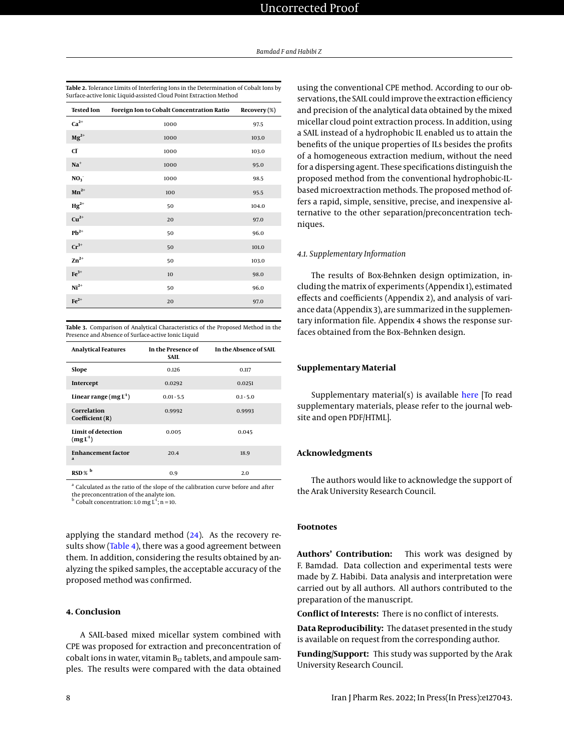**Table 2.** Tolerance Limits of Interfering Ions in the Determination of Cobalt Ions by Surface-active Ionic Liquid-assisted Cloud Point Extraction Method

| Tested Ion | Foreign Ion to Cobalt Concentration Ratio | Recovery (%) |
|---|---|---|
| $Ca^{2+}$ | 1000 | 97.5 |
| $Mg^{2+}$ | 1000 | 103.0 |
| $Cl^{-}$ | 1000 | 103.0 |
| $Na^{+}$ | 1000 | 95.0 |
| $NO_3^{-}$ | 1000 | 98.5 |
| $Mn^{2+}$ | 100 | 95.5 |
| $Hg^{2+}$ | 50 | 104.0 |
| $Cu^{2+}$ | 20 | 97.0 |
| $Pb^{2+}$ | 50 | 96.0 |
| $Cr^{3+}$ | 50 | 101.0 |
| $Zn^{2+}$ | 50 | 103.0 |
| $Fe^{3+}$ | 10 | 98.0 |
| $Ni^{2+}$ | 50 | 96.0 |
| $Fe^{2+}$ | 20 | 97.0 |

**Table 3.** Comparison of Analytical Characteristics of the Proposed Method in the Presence and Absence of Surface-active Ionic Liquid

| Analytical Features | In the Presence of SAIL | In the Absence of SAIL |
|---|---|---|
| Slope | 0.126 | 0.117 |
| Intercept | 0.0292 | 0.0251 |
| Linear range (mg $L^{-1}$) | 0.01 - 5.5 | 0.1 - 5.0 |
| Correlation Coefficient (R) | 0.9992 | 0.9993 |
| Limit of detection (mg $L^{-1}$) | 0.005 | 0.045 |
| Enhancement factor [a] | 20.4 | 18.9 |
| RSD % [b] | 0.9 | 2.0 |

[a] Calculated as the ratio of the slope of the calibration curve before and after the preconcentration of the analyte ion.
[b] Cobalt concentration: 1.0 mg $L^{-1}$; n = 10.

applying the standard method (24). As the recovery results show (Table 4), there was a good agreement between them. In addition, considering the results obtained by analyzing the spiked samples, the acceptable accuracy of the proposed method was confirmed.

## 4. Conclusion

A SAIL-based mixed micellar system combined with CPE was proposed for extraction and preconcentration of cobalt ions in water, vitamin $B_{12}$ tablets, and ampoule samples. The results were compared with the data obtained using the conventional CPE method. According to our observations, the SAIL could improve the extraction efficiency and precision of the analytical data obtained by the mixed micellar cloud point extraction process. In addition, using a SAIL instead of a hydrophobic IL enabled us to attain the benefits of the unique properties of ILs besides the profits of a homogeneous extraction medium, without the need for a dispersing agent. These specifications distinguish the proposed method from the conventional hydrophobic-IL-based microextraction methods. The proposed method offers a rapid, simple, sensitive, precise, and inexpensive alternative to the other separation/preconcentration techniques.

### 4.1. Supplementary Information

The results of Box-Behnken design optimization, including the matrix of experiments (Appendix 1), estimated effects and coefficients (Appendix 2), and analysis of variance data (Appendix 3), are summarized in the supplementary information file. Appendix 4 shows the response surfaces obtained from the Box–Behnken design.

## Supplementary Material

Supplementary material(s) is available here [To read supplementary materials, please refer to the journal website and open PDF/HTML].

## Acknowledgments

The authors would like to acknowledge the support of the Arak University Research Council.

## Footnotes

**Authors' Contribution:** This work was designed by F. Bamdad. Data collection and experimental tests were made by Z. Habibi. Data analysis and interpretation were carried out by all authors. All authors contributed to the preparation of the manuscript.

**Conflict of Interests:** There is no conflict of interests.

**Data Reproducibility:** The dataset presented in the study is available on request from the corresponding author.

**Funding/Support:** This study was supported by the Arak University Research Council.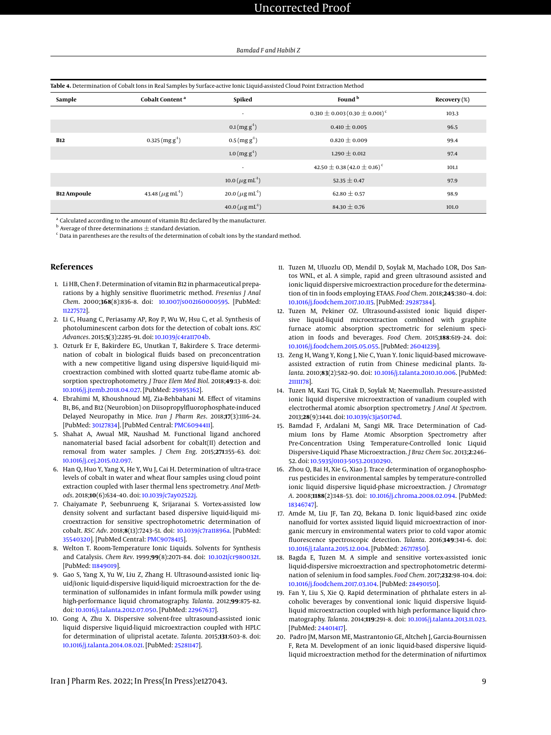**Table 4.** Determination of Cobalt Ions in Real Samples by Surface-active Ionic Liquid-assisted Cloud Point Extraction Method

| Sample | Cobalt Content [a] | Spiked | Found [b] | Recovery (%) |
|---|---|---|---|---|
| | | - | 0.310 ± 0.003 (0.30 ± 0.001) [c] | 103.3 |
| | | 0.1 (mg g$^{-1}$) | 0.410 ± 0.005 | 96.5 |
| B12 | 0.325 (mg g$^{-1}$) | 0.5 (mg g$^{-1}$) | 0.820 ± 0.009 | 99.4 |
| | | 1.0 (mg g$^{-1}$) | 1.290 ± 0.012 | 97.4 |
| | | - | 42.50 ± 0.38 (42.0 ± 0.16) [c] | 101.1 |
| | | 10.0 ($\mu$g mL$^{-1}$) | 52.35 ± 0.47 | 97.9 |
| B12 Ampoule | 43.48 ($\mu$g mL$^{-1}$) | 20.0 ($\mu$g mL$^{-1}$) | 62.80 ± 0.57 | 98.9 |
| | | 40.0 ($\mu$g mL$^{-1}$) | 84.30 ± 0.76 | 101.0 |

[a] Calculated according to the amount of vitamin B12 declared by the manufacturer.
[b] Average of three determinations ± standard deviation.
[c] Data in parentheses are the results of the determination of cobalt ions by the standard method.

## References

1. Li HB, Chen F. Determination of vitamin B12 in pharmaceutical preparations by a highly sensitive fluorimetric method. *Fresenius J Anal Chem*. 2000;**368**(8):836–8. doi: 10.1007/s002160000595. [PubMed: 11227572].
2. Li C, Huang C, Periasamy AP, Roy P, Wu W, Hsu C, et al. Synthesis of photoluminescent carbon dots for the detection of cobalt ions. *RSC Advances*. 2015;**5**(3):2285–91. doi: 10.1039/c4ra11704b.
3. Ozturk Er E, Bakirdere EG, Unutkan T, Bakirdere S. Trace determination of cobalt in biological fluids based on preconcentration with a new competitive ligand using dispersive liquid-liquid microextraction combined with slotted quartz tube-flame atomic absorption spectrophotometry. *J Trace Elem Med Biol*. 2018;**49**:13–8. doi: 10.1016/j.jtemb.2018.04.027. [PubMed: 29895362].
4. Ebrahimi M, Khoushnoud MJ, Zia-Behbahani M. Effect of vitamins B1, B6, and B12 (Neurobion) on Diisopropylfluorophosphate-induced Delayed Neuropathy in Mice. *Iran J Pharm Res*. 2018;**17**(3):1116–24. [PubMed: 30127834]. [PubMed Central: PMC6094411].
5. Shahat A, Awual MR, Naushad M. Functional ligand anchored nanomaterial based facial adsorbent for cobalt(II) detection and removal from water samples. *J Chem Eng*. 2015;**271**:155–63. doi: 10.1016/j.cej.2015.02.097.
6. Han Q, Huo Y, Yang X, He Y, Wu J, Cai H. Determination of ultra-trace levels of cobalt in water and wheat flour samples using cloud point extraction coupled with laser thermal lens spectrometry. *Anal Methods*. 2018;**10**(6):634–40. doi: 10.1039/c7ay02522j.
7. Chaiyamate P, Seebunrueng K, Srijaranai S. Vortex-assisted low density solvent and surfactant based dispersive liquid-liquid microextraction for sensitive spectrophotometric determination of cobalt. *RSC Adv*. 2018;**8**(13):7243–51. doi: 10.1039/c7ra11896a. [PubMed: 35540320]. [PubMed Central: PMC9078415].
8. Welton T. Room-Temperature Ionic Liquids. Solvents for Synthesis and Catalysis. *Chem Rev*. 1999;**99**(8):2071–84. doi: 10.1021/cr980032t. [PubMed: 11849019].
9. Gao S, Yang X, Yu W, Liu Z, Zhang H. Ultrasound-assisted ionic liquid/ionic liquid-dispersive liquid-liquid microextraction for the determination of sulfonamides in infant formula milk powder using high-performance liquid chromatography. *Talanta*. 2012;**99**:875–82. doi: 10.1016/j.talanta.2012.07.050. [PubMed: 22967637].
10. Gong A, Zhu X. Dispersive solvent-free ultrasound-assisted ionic liquid dispersive liquid-liquid microextraction coupled with HPLC for determination of ulipristal acetate. *Talanta*. 2015;**131**:603–8. doi: 10.1016/j.talanta.2014.08.021. [PubMed: 25281147].
11. Tuzen M, Uluozlu OD, Mendil D, Soylak M, Machado LOR, Dos Santos WNL, et al. A simple, rapid and green ultrasound assisted and ionic liquid dispersive microextraction procedure for the determination of tin in foods employing ETAAS. *Food Chem*. 2018;**245**:380–4. doi: 10.1016/j.foodchem.2017.10.115. [PubMed: 29287384].
12. Tuzen M, Pekiner OZ. Ultrasound-assisted ionic liquid dispersive liquid-liquid microextraction combined with graphite furnace atomic absorption spectrometric for selenium speciation in foods and beverages. *Food Chem*. 2015;**188**:619–24. doi: 10.1016/j.foodchem.2015.05.055. [PubMed: 26041239].
13. Zeng H, Wang Y, Kong J, Nie C, Yuan Y. Ionic liquid-based microwave-assisted extraction of rutin from Chinese medicinal plants. *Talanta*. 2010;**83**(2):582–90. doi: 10.1016/j.talanta.2010.10.006. [PubMed: 21111178].
14. Tuzen M, Kazi TG, Citak D, Soylak M; Naeemullah. Pressure-assisted ionic liquid dispersive microextraction of vanadium coupled with electrothermal atomic absorption spectrometry. *J Anal At Spectrom*. 2013;**28**(9):1441. doi: 10.1039/c3ja50174d.
15. Bamdad F, Ardalani M, Sangi MR. Trace Determination of Cadmium Ions by Flame Atomic Absorption Spectrometry after Pre-Concentration Using Temperature-Controlled Ionic Liquid Dispersive-Liquid Phase Microextraction. *J Braz Chem Soc*. 2013;**2**:246–52. doi: 10.5935/0103-5053.20130290.
16. Zhou Q, Bai H, Xie G, Xiao J. Trace determination of organophosphorus pesticides in environmental samples by temperature-controlled ionic liquid dispersive liquid-phase microextraction. *J Chromatogr A*. 2008;**1188**(2):148–53. doi: 10.1016/j.chroma.2008.02.094. [PubMed: 18346747].
17. Amde M, Liu JF, Tan ZQ, Bekana D. Ionic liquid-based zinc oxide nanofluid for vortex assisted liquid liquid microextraction of inorganic mercury in environmental waters prior to cold vapor atomic fluorescence spectroscopic detection. *Talanta*. 2016;**149**:341–6. doi: 10.1016/j.talanta.2015.12.004. [PubMed: 26717850].
18. Bagda E, Tuzen M. A simple and sensitive vortex-assisted ionic liquid-dispersive microextraction and spectrophotometric determination of selenium in food samples. *Food Chem*. 2017;**232**:98–104. doi: 10.1016/j.foodchem.2017.03.104. [PubMed: 28490150].
19. Fan Y, Liu S, Xie Q. Rapid determination of phthalate esters in alcoholic beverages by conventional ionic liquid dispersive liquid-liquid microextraction coupled with high performance liquid chromatography. *Talanta*. 2014;**119**:291–8. doi: 10.1016/j.talanta.2013.11.023. [PubMed: 24401417].
20. Padro JM, Marson ME, Mastrantonio GE, Altcheh J, Garcia-Bournissen F, Reta M. Development of an ionic liquid-based dispersive liquid-liquid microextraction method for the determination of nifurtimox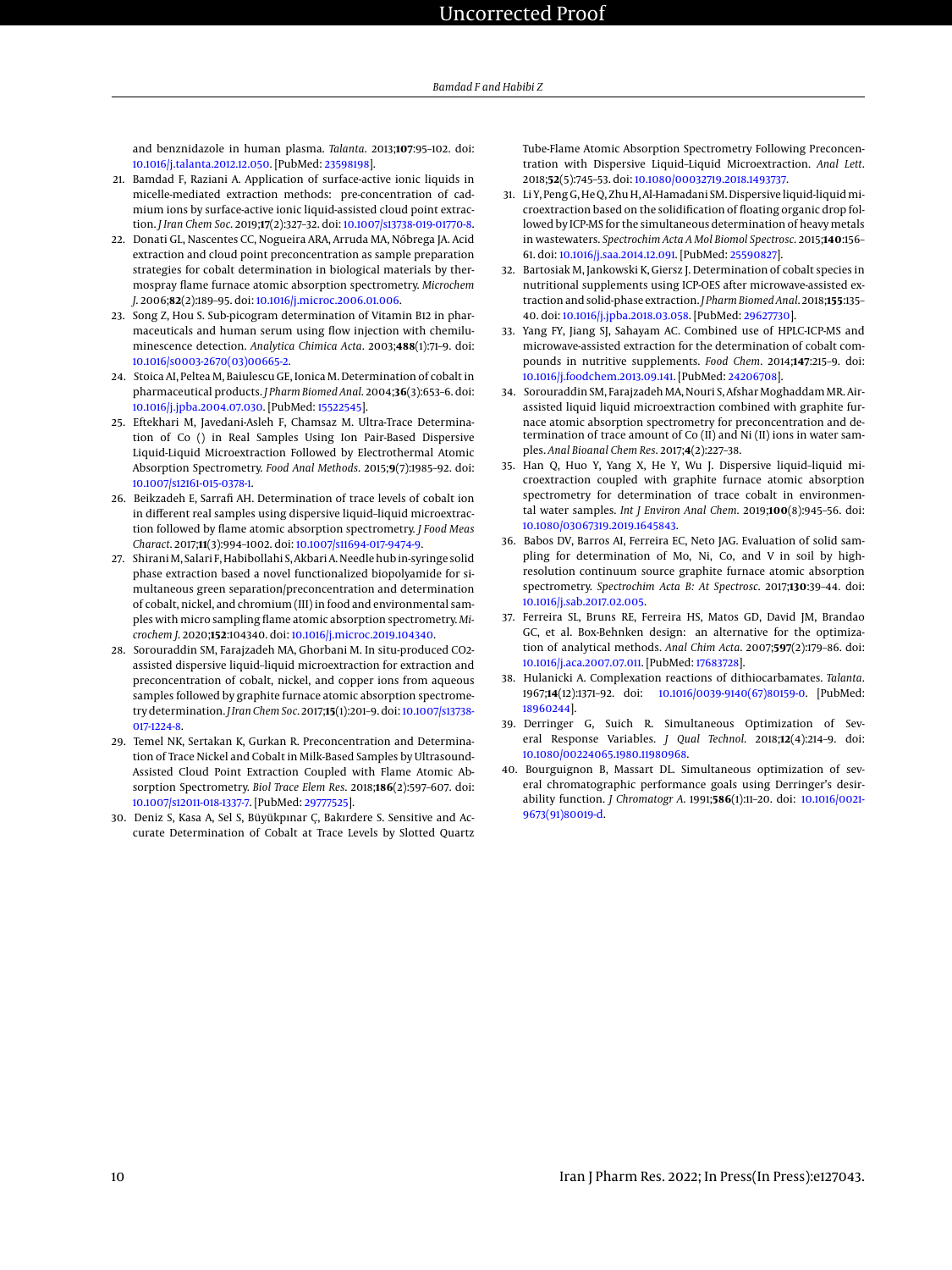and benznidazole in human plasma. *Talanta*. 2013;**107**:95–102. doi: 10.1016/j.talanta.2012.12.050. [PubMed: 23598198].

21. Bamdad F, Raziani A. Application of surface-active ionic liquids in micelle-mediated extraction methods: pre-concentration of cadmium ions by surface-active ionic liquid-assisted cloud point extraction. *J Iran Chem Soc*. 2019;**17**(2):327–32. doi: 10.1007/s13738-019-01770-8.
22. Donati GL, Nascentes CC, Nogueira ARA, Arruda MA, Nóbrega JA. Acid extraction and cloud point preconcentration as sample preparation strategies for cobalt determination in biological materials by thermospray flame furnace atomic absorption spectrometry. *Microchem J*. 2006;**82**(2):189–95. doi: 10.1016/j.microc.2006.01.006.
23. Song Z, Hou S. Sub-picogram determination of Vitamin B12 in pharmaceuticals and human serum using flow injection with chemiluminescence detection. *Analytica Chimica Acta*. 2003;**488**(1):71–9. doi: 10.1016/s0003-2670(03)00665-2.
24. Stoica AI, Peltea M, Baiulescu GE, Ionica M. Determination of cobalt in pharmaceutical products. *J Pharm Biomed Anal*. 2004;**36**(3):653–6. doi: 10.1016/j.jpba.2004.07.030. [PubMed: 15522545].
25. Eftekhari M, Javedani-Asleh F, Chamsaz M. Ultra-Trace Determination of Co () in Real Samples Using Ion Pair-Based Dispersive Liquid-Liquid Microextraction Followed by Electrothermal Atomic Absorption Spectrometry. *Food Anal Methods*. 2015;**9**(7):1985–92. doi: 10.1007/s12161-015-0378-1.
26. Beikzadeh E, Sarrafi AH. Determination of trace levels of cobalt ion in different real samples using dispersive liquid–liquid microextraction followed by flame atomic absorption spectrometry. *J Food Meas Charact*. 2017;**11**(3):994–1002. doi: 10.1007/s11694-017-9474-9.
27. Shirani M, Salari F, Habibollahi S, Akbari A. Needle hub in-syringe solid phase extraction based a novel functionalized biopolyamide for simultaneous green separation/preconcentration and determination of cobalt, nickel, and chromium (III) in food and environmental samples with micro sampling flame atomic absorption spectrometry. *Microchem J*. 2020;**152**:104340. doi: 10.1016/j.microc.2019.104340.
28. Sorouraddin SM, Farajzadeh MA, Ghorbani M. In situ-produced CO2-assisted dispersive liquid–liquid microextraction for extraction and preconcentration of cobalt, nickel, and copper ions from aqueous samples followed by graphite furnace atomic absorption spectrometry determination. *J Iran Chem Soc*. 2017;**15**(1):201–9. doi: 10.1007/s13738-017-1224-8.
29. Temel NK, Sertakan K, Gurkan R. Preconcentration and Determination of Trace Nickel and Cobalt in Milk-Based Samples by Ultrasound-Assisted Cloud Point Extraction Coupled with Flame Atomic Absorption Spectrometry. *Biol Trace Elem Res*. 2018;**186**(2):597–607. doi: 10.1007/s12011-018-1337-7. [PubMed: 29777525].
30. Deniz S, Kasa A, Sel S, Büyükpınar Ç, Bakırdere S. Sensitive and Accurate Determination of Cobalt at Trace Levels by Slotted Quartz Tube-Flame Atomic Absorption Spectrometry Following Preconcentration with Dispersive Liquid–Liquid Microextraction. *Anal Lett*. 2018;**52**(5):745–53. doi: 10.1080/00032719.2018.1493737.
31. Li Y, Peng G, He Q, Zhu H, Al-Hamadani SM. Dispersive liquid-liquid microextraction based on the solidification of floating organic drop followed by ICP-MS for the simultaneous determination of heavy metals in wastewaters. *Spectrochim Acta A Mol Biomol Spectrosc*. 2015;**140**:156–61. doi: 10.1016/j.saa.2014.12.091. [PubMed: 25590827].
32. Bartosiak M, Jankowski K, Giersz J. Determination of cobalt species in nutritional supplements using ICP-OES after microwave-assisted extraction and solid-phase extraction. *J Pharm Biomed Anal*. 2018;**155**:135–40. doi: 10.1016/j.jpba.2018.03.058. [PubMed: 29627730].
33. Yang FY, Jiang SJ, Sahayam AC. Combined use of HPLC-ICP-MS and microwave-assisted extraction for the determination of cobalt compounds in nutritive supplements. *Food Chem*. 2014;**147**:215–9. doi: 10.1016/j.foodchem.2013.09.141. [PubMed: 24206708].
34. Sorouraddin SM, Farajzadeh MA, Nouri S, Afshar Moghaddam MR. Air-assisted liquid liquid microextraction combined with graphite furnace atomic absorption spectrometry for preconcentration and determination of trace amount of Co (II) and Ni (II) ions in water samples. *Anal Bioanal Chem Res*. 2017;**4**(2):227–38.
35. Han Q, Huo Y, Yang X, He Y, Wu J. Dispersive liquid–liquid microextraction coupled with graphite furnace atomic absorption spectrometry for determination of trace cobalt in environmental water samples. *Int J Environ Anal Chem*. 2019;**100**(8):945–56. doi: 10.1080/03067319.2019.1645843.
36. Babos DV, Barros AI, Ferreira EC, Neto JAG. Evaluation of solid sampling for determination of Mo, Ni, Co, and V in soil by high-resolution continuum source graphite furnace atomic absorption spectrometry. *Spectrochim Acta B: At Spectrosc*. 2017;**130**:39–44. doi: 10.1016/j.sab.2017.02.005.
37. Ferreira SL, Bruns RE, Ferreira HS, Matos GD, David JM, Brandao GC, et al. Box-Behnken design: an alternative for the optimization of analytical methods. *Anal Chim Acta*. 2007;**597**(2):179–86. doi: 10.1016/j.aca.2007.07.011. [PubMed: 17683728].
38. Hulanicki A. Complexation reactions of dithiocarbamates. *Talanta*. 1967;**14**(12):1371–92. doi: 10.1016/0039-9140(67)80159-0. [PubMed: 18960244].
39. Derringer G, Suich R. Simultaneous Optimization of Several Response Variables. *J Qual Technol*. 2018;**12**(4):214–9. doi: 10.1080/00224065.1980.11980968.
40. Bourguignon B, Massart DL. Simultaneous optimization of several chromatographic performance goals using Derringer's desirability function. *J Chromatogr A*. 1991;**586**(1):11–20. doi: 10.1016/0021-9673(91)80019-d.